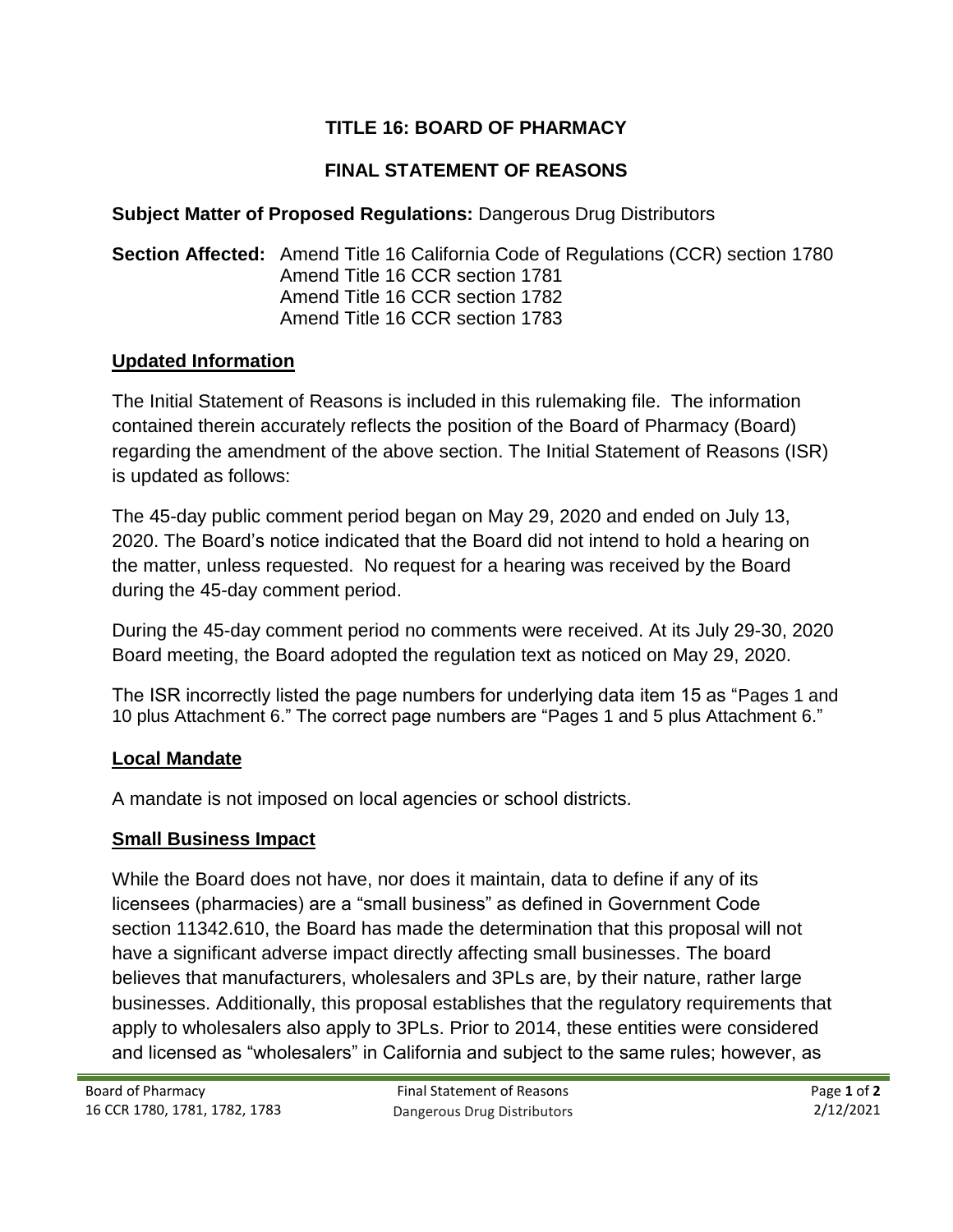# TITLE 16: BOARD OF PHARMACY

## FINAL STATEMENT OF REASONS

**Subject Matter of Proposed Regulations:** Dangerous Drug Distributors

**Section Affected:** Amend Title 16 California Code of Regulations (CCR) section 1780
Amend Title 16 CCR section 1781
Amend Title 16 CCR section 1782
Amend Title 16 CCR section 1783

### Updated Information

The Initial Statement of Reasons is included in this rulemaking file. The information contained therein accurately reflects the position of the Board of Pharmacy (Board) regarding the amendment of the above section. The Initial Statement of Reasons (ISR) is updated as follows:

The 45-day public comment period began on May 29, 2020 and ended on July 13, 2020. The Board's notice indicated that the Board did not intend to hold a hearing on the matter, unless requested. No request for a hearing was received by the Board during the 45-day comment period.

During the 45-day comment period no comments were received. At its July 29-30, 2020 Board meeting, the Board adopted the regulation text as noticed on May 29, 2020.

The ISR incorrectly listed the page numbers for underlying data item 15 as "Pages 1 and 10 plus Attachment 6." The correct page numbers are "Pages 1 and 5 plus Attachment 6."

### Local Mandate

A mandate is not imposed on local agencies or school districts.

### Small Business Impact

While the Board does not have, nor does it maintain, data to define if any of its licensees (pharmacies) are a "small business" as defined in Government Code section 11342.610, the Board has made the determination that this proposal will not have a significant adverse impact directly affecting small businesses. The board believes that manufacturers, wholesalers and 3PLs are, by their nature, rather large businesses. Additionally, this proposal establishes that the regulatory requirements that apply to wholesalers also apply to 3PLs. Prior to 2014, these entities were considered and licensed as "wholesalers" in California and subject to the same rules; however, as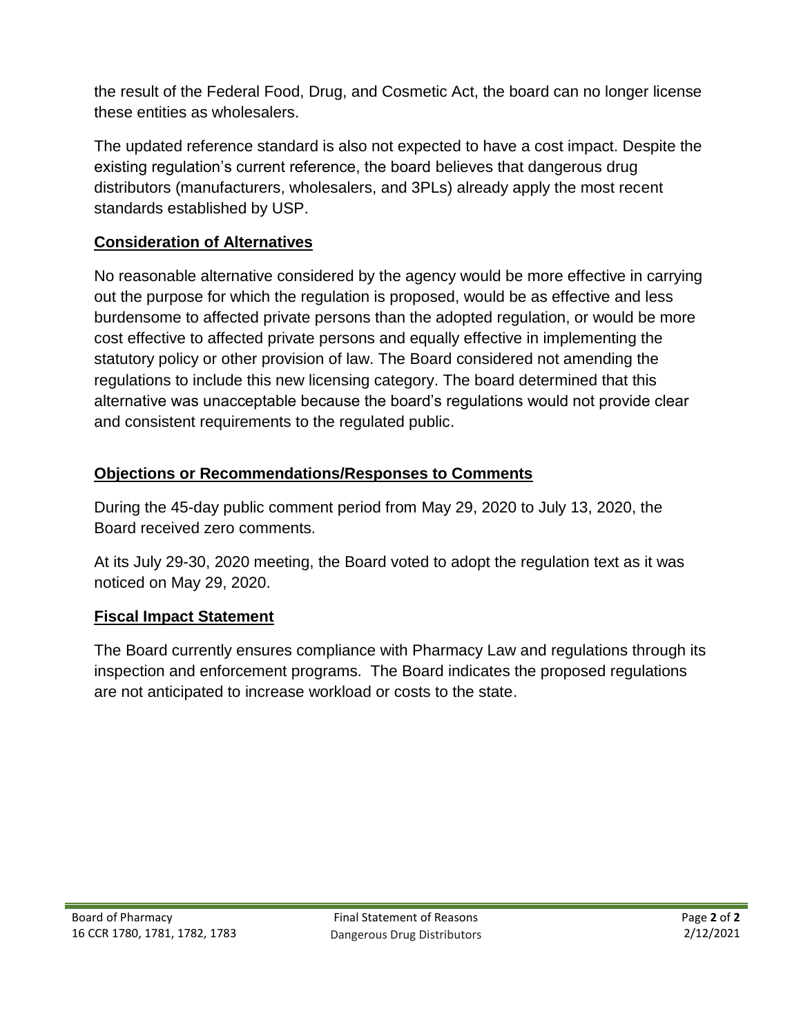the result of the Federal Food, Drug, and Cosmetic Act, the board can no longer license these entities as wholesalers.

The updated reference standard is also not expected to have a cost impact. Despite the existing regulation's current reference, the board believes that dangerous drug distributors (manufacturers, wholesalers, and 3PLs) already apply the most recent standards established by USP.

## Consideration of Alternatives

No reasonable alternative considered by the agency would be more effective in carrying out the purpose for which the regulation is proposed, would be as effective and less burdensome to affected private persons than the adopted regulation, or would be more cost effective to affected private persons and equally effective in implementing the statutory policy or other provision of law. The Board considered not amending the regulations to include this new licensing category. The board determined that this alternative was unacceptable because the board's regulations would not provide clear and consistent requirements to the regulated public.

## Objections or Recommendations/Responses to Comments

During the 45-day public comment period from May 29, 2020 to July 13, 2020, the Board received zero comments.

At its July 29-30, 2020 meeting, the Board voted to adopt the regulation text as it was noticed on May 29, 2020.

## Fiscal Impact Statement

The Board currently ensures compliance with Pharmacy Law and regulations through its inspection and enforcement programs. The Board indicates the proposed regulations are not anticipated to increase workload or costs to the state.